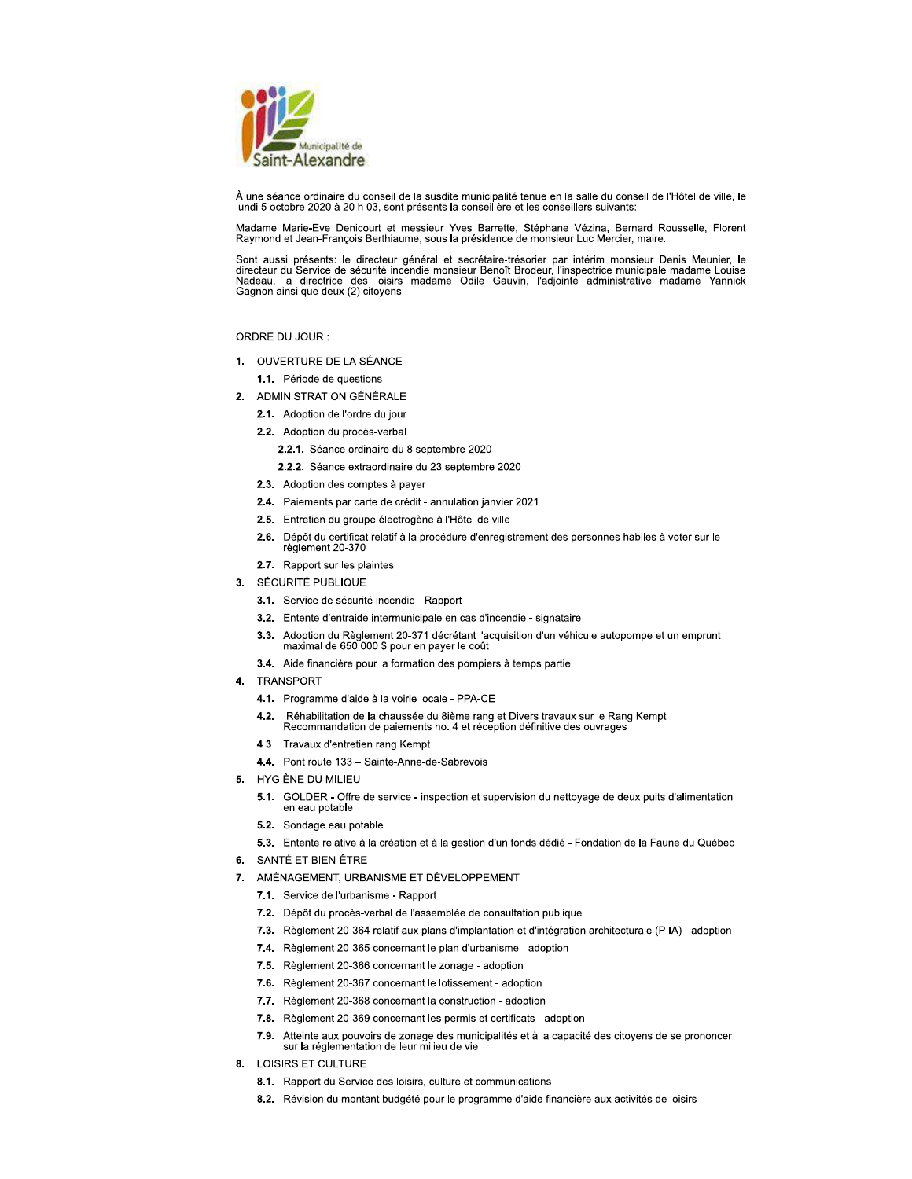Municipalité de Saint-Alexandre

À une séance ordinaire du conseil de la susdite municipalité tenue en la salle du conseil de l'Hôtel de ville, le lundi 5 octobre 2020 à 20 h 03, sont présents la conseillère et les conseillers suivants:

Madame Marie-Eve Denicourt et messieur Yves Barrette, Stéphane Vézina, Bernard Rousselle, Florent Raymond et Jean-François Berthiaume, sous la présidence de monsieur Luc Mercier, maire.

Sont aussi présents: le directeur général et secrétaire-trésorier par intérim monsieur Denis Meunier, le directeur du Service de sécurité incendie monsieur Benoît Brodeur, l'inspectrice municipale madame Louise Nadeau, la directrice des loisirs madame Odile Gauvin, l'adjointe administrative madame Yannick Gagnon ainsi que deux (2) citoyens.

ORDRE DU JOUR :

1. OUVERTURE DE LA SÉANCE
   - 1.1. Période de questions
2. ADMINISTRATION GÉNÉRALE
   - 2.1. Adoption de l'ordre du jour
   - 2.2. Adoption du procès-verbal
     - 2.2.1. Séance ordinaire du 8 septembre 2020
     - 2.2.2. Séance extraordinaire du 23 septembre 2020
   - 2.3. Adoption des comptes à payer
   - 2.4. Paiements par carte de crédit - annulation janvier 2021
   - 2.5. Entretien du groupe électrogène à l'Hôtel de ville
   - 2.6. Dépôt du certificat relatif à la procédure d'enregistrement des personnes habiles à voter sur le règlement 20-370
   - 2.7. Rapport sur les plaintes
3. SÉCURITÉ PUBLIQUE
   - 3.1. Service de sécurité incendie - Rapport
   - 3.2. Entente d'entraide intermunicipale en cas d'incendie - signataire
   - 3.3. Adoption du Règlement 20-371 décrétant l'acquisition d'un véhicule autopompe et un emprunt maximal de 650 000 $ pour en payer le coût
   - 3.4. Aide financière pour la formation des pompiers à temps partiel
4. TRANSPORT
   - 4.1. Programme d'aide à la voirie locale - PPA-CE
   - 4.2. Réhabilitation de la chaussée du 8ième rang et Divers travaux sur le Rang Kempt Recommandation de paiements no. 4 et réception définitive des ouvrages
   - 4.3. Travaux d'entretien rang Kempt
   - 4.4. Pont route 133 – Sainte-Anne-de-Sabrevois
5. HYGIÈNE DU MILIEU
   - 5.1. GOLDER - Offre de service - inspection et supervision du nettoyage de deux puits d'alimentation en eau potable
   - 5.2. Sondage eau potable
   - 5.3. Entente relative à la création et à la gestion d'un fonds dédié - Fondation de la Faune du Québec
6. SANTÉ ET BIEN-ÊTRE
7. AMÉNAGEMENT, URBANISME ET DÉVELOPPEMENT
   - 7.1. Service de l'urbanisme - Rapport
   - 7.2. Dépôt du procès-verbal de l'assemblée de consultation publique
   - 7.3. Règlement 20-364 relatif aux plans d'implantation et d'intégration architecturale (PIIA) - adoption
   - 7.4. Règlement 20-365 concernant le plan d'urbanisme - adoption
   - 7.5. Règlement 20-366 concernant le zonage - adoption
   - 7.6. Règlement 20-367 concernant le lotissement - adoption
   - 7.7. Règlement 20-368 concernant la construction - adoption
   - 7.8. Règlement 20-369 concernant les permis et certificats - adoption
   - 7.9. Atteinte aux pouvoirs de zonage des municipalités et à la capacité des citoyens de se prononcer sur la réglementation de leur milieu de vie
8. LOISIRS ET CULTURE
   - 8.1. Rapport du Service des loisirs, culture et communications
   - 8.2. Révision du montant budgété pour le programme d'aide financière aux activités de loisirs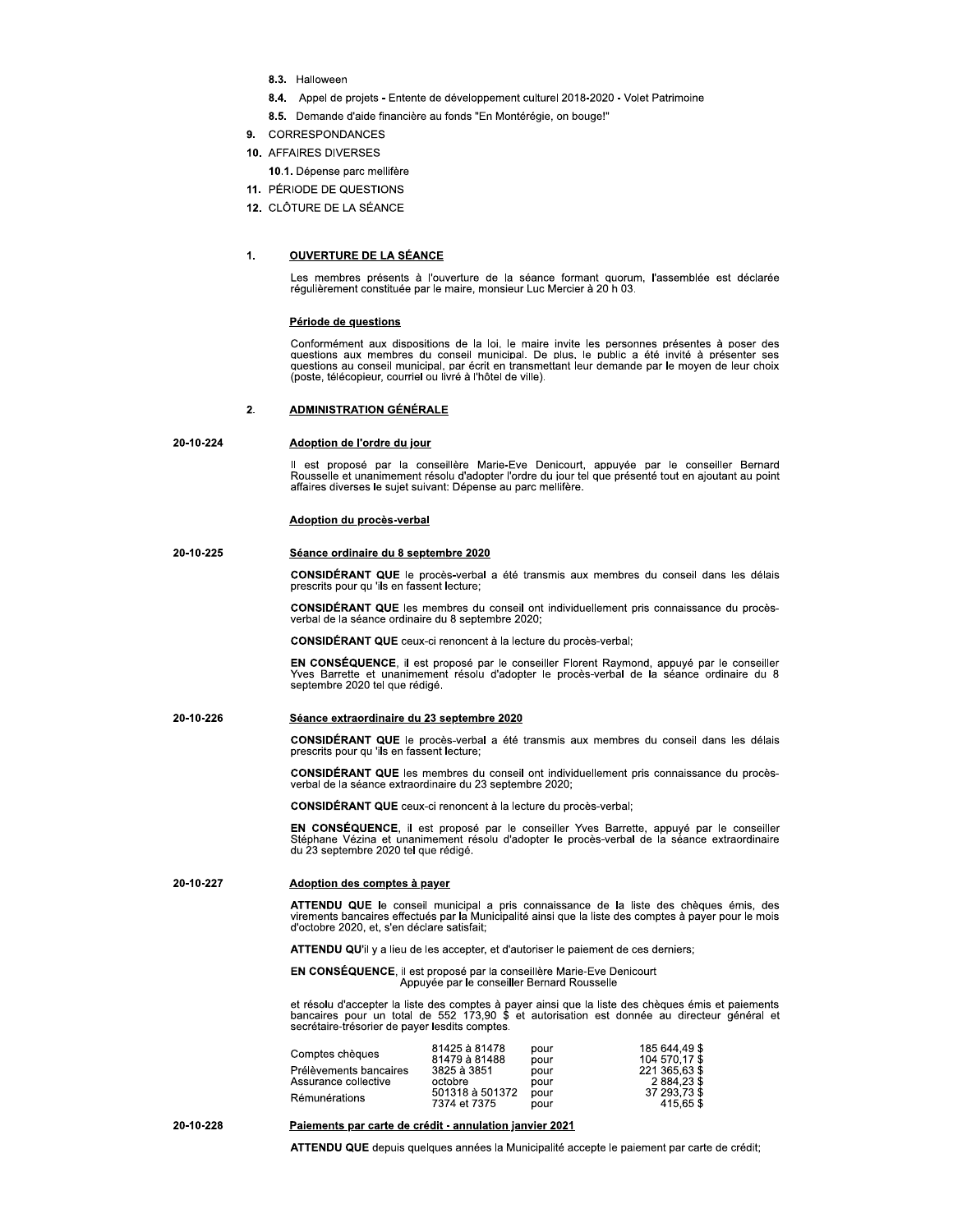8.3. Halloween

8.4. Appel de projets - Entente de développement culturel 2018-2020 - Volet Patrimoine

8.5. Demande d'aide financière au fonds "En Montérégie, on bouge!"

9. CORRESPONDANCES

10. AFFAIRES DIVERSES

10.1. Dépense parc mellifère

11. PÉRIODE DE QUESTIONS

12. CLÔTURE DE LA SÉANCE

## 1. OUVERTURE DE LA SÉANCE

Les membres présents à l'ouverture de la séance formant quorum, l'assemblée est déclarée régulièrement constituée par le maire, monsieur Luc Mercier à 20 h 03.

### Période de questions

Conformément aux dispositions de la loi, le maire invite les personnes présentes à poser des questions aux membres du conseil municipal. De plus, le public a été invité à présenter ses questions au conseil municipal, par écrit en transmettant leur demande par le moyen de leur choix (poste, télécopieur, courriel ou livré à l'hôtel de ville).

## 2. ADMINISTRATION GÉNÉRALE

**20-10-224**

### Adoption de l'ordre du jour

Il est proposé par la conseillère Marie-Eve Denicourt, appuyée par le conseiller Bernard Rousselle et unanimement résolu d'adopter l'ordre du jour tel que présenté tout en ajoutant au point affaires diverses le sujet suivant: Dépense au parc mellifère.

### Adoption du procès-verbal

**20-10-225**

### Séance ordinaire du 8 septembre 2020

**CONSIDÉRANT QUE** le procès-verbal a été transmis aux membres du conseil dans les délais prescrits pour qu 'ils en fassent lecture;

**CONSIDÉRANT QUE** les membres du conseil ont individuellement pris connaissance du procès-verbal de la séance ordinaire du 8 septembre 2020;

**CONSIDÉRANT QUE** ceux-ci renoncent à la lecture du procès-verbal;

**EN CONSÉQUENCE**, il est proposé par le conseiller Florent Raymond, appuyé par le conseiller Yves Barrette et unanimement résolu d'adopter le procès-verbal de la séance ordinaire du 8 septembre 2020 tel que rédigé.

**20-10-226**

### Séance extraordinaire du 23 septembre 2020

**CONSIDÉRANT QUE** le procès-verbal a été transmis aux membres du conseil dans les délais prescrits pour qu 'ils en fassent lecture;

**CONSIDÉRANT QUE** les membres du conseil ont individuellement pris connaissance du procès-verbal de la séance extraordinaire du 23 septembre 2020;

**CONSIDÉRANT QUE** ceux-ci renoncent à la lecture du procès-verbal;

**EN CONSÉQUENCE**, il est proposé par le conseiller Yves Barrette, appuyé par le conseiller Stéphane Vézina et unanimement résolu d'adopter le procès-verbal de la séance extraordinaire du 23 septembre 2020 tel que rédigé.

**20-10-227**

### Adoption des comptes à payer

**ATTENDU QUE** le conseil municipal a pris connaissance de la liste des chèques émis, des virements bancaires effectués par la Municipalité ainsi que la liste des comptes à payer pour le mois d'octobre 2020, et, s'en déclare satisfait;

**ATTENDU QU'**il y a lieu de les accepter, et d'autoriser le paiement de ces derniers;

**EN CONSÉQUENCE**, il est proposé par la conseillère Marie-Eve Denicourt
Appuyée par le conseiller Bernard Rousselle

et résolu d'accepter la liste des comptes à payer ainsi que la liste des chèques émis et paiements bancaires pour un total de 552 173,90 $ et autorisation est donnée au directeur général et secrétaire-trésorier de payer lesdits comptes.

| | | | |
|---|---|---|---|
| Comptes chèques | 81425 à 81478 | pour | 185 644,49 $ |
| | 81479 à 81488 | pour | 104 570,17 $ |
| Prélèvements bancaires | 3825 à 3851 | pour | 221 365,63 $ |
| Assurance collective | octobre | pour | 2 884,23 $ |
| Rémunérations | 501318 à 501372 | pour | 37 293,73 $ |
| | 7374 et 7375 | pour | 415,65 $ |

**20-10-228**

### Paiements par carte de crédit - annulation janvier 2021

**ATTENDU QUE** depuis quelques années la Municipalité accepte le paiement par carte de crédit;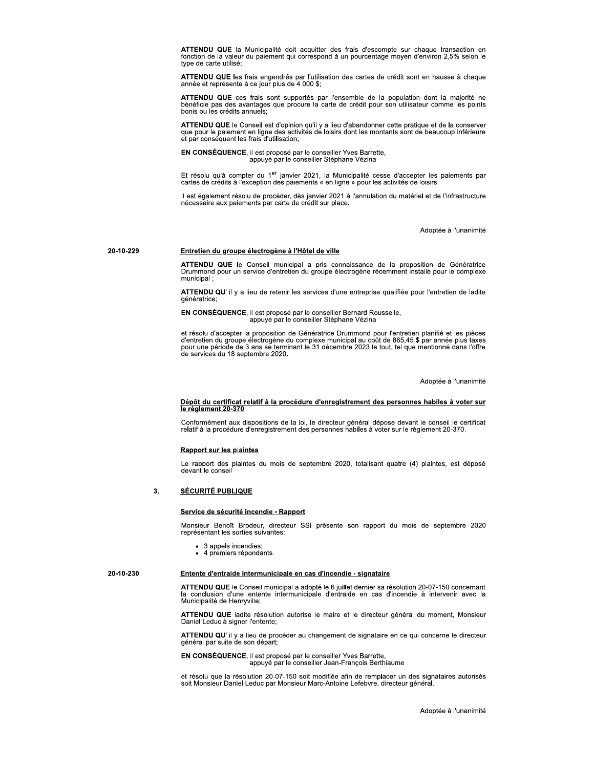**ATTENDU QUE** la Municipalité doit acquitter des frais d'escompte sur chaque transaction en fonction de la valeur du paiement qui correspond à un pourcentage moyen d'environ 2,5% selon le type de carte utilisé;

**ATTENDU QUE** les frais engendrés par l'utilisation des cartes de crédit sont en hausse à chaque année et représente à ce jour plus de 4 000 $;

**ATTENDU QUE** ces frais sont supportés par l'ensemble de la population dont la majorité ne bénéficie pas des avantages que procure la carte de crédit pour son utilisateur comme les points bonis ou les crédits annuels;

**ATTENDU QUE** le Conseil est d'opinion qu'il y a lieu d'abandonner cette pratique et de la conserver que pour le paiement en ligne des activités de loisirs dont les montants sont de beaucoup inférieure et par conséquent les frais d'utilisation;

**EN CONSÉQUENCE**, il est proposé par le conseiller Yves Barrette,
appuyé par le conseiller Stéphane Vézina

Et résolu qu'à compter du 1er janvier 2021, la Municipalité cesse d'accepter les paiements par cartes de crédits à l'exception des paiements « en ligne » pour les activités de loisirs.

Il est également résolu de procéder, dès janvier 2021 à l'annulation du matériel et de l'infrastructure nécessaire aux paiements par carte de crédit sur place.

Adoptée à l'unanimité

20-10-229

**Entretien du groupe électrogène à l'Hôtel de ville**

**ATTENDU QUE** le Conseil municipal a pris connaissance de la proposition de Génératrice Drummond pour un service d'entretien du groupe électrogène récemment installé pour le complexe municipal ;

**ATTENDU QU'** il y a lieu de retenir les services d'une entreprise qualifiée pour l'entretien de ladite génératrice;

**EN CONSÉQUENCE**, il est proposé par le conseiller Bernard Rousselle,
appuyé par le conseiller Stéphane Vézina

et résolu d'accepter la proposition de Génératrice Drummond pour l'entretien planifié et les pièces d'entretien du groupe électrogène du complexe municipal au coût de 865,45 $ par année plus taxes pour une période de 3 ans se terminant le 31 décembre 2023 le tout, tel que mentionné dans l'offre de services du 18 septembre 2020.

Adoptée à l'unanimité

**Dépôt du certificat relatif à la procédure d'enregistrement des personnes habiles à voter sur le règlement 20-370**

Conformément aux dispositions de la loi, le directeur général dépose devant le conseil le certificat relatif à la procédure d'enregistrement des personnes habiles à voter sur le règlement 20-370.

**Rapport sur les plaintes**

Le rapport des plaintes du mois de septembre 2020, totalisant quatre (4) plaintes, est déposé devant le conseil

## 3. SÉCURITÉ PUBLIQUE

**Service de sécurité incendie - Rapport**

Monsieur Benoît Brodeur, directeur SSI présente son rapport du mois de septembre 2020 représentant les sorties suivantes:

- 3 appels incendies;
- 4 premiers répondants.

20-10-230

**Entente d'entraide intermunicipale en cas d'incendie - signataire**

**ATTENDU QUE** le Conseil municipal a adopté le 6 juillet dernier sa résolution 20-07-150 concernant la conclusion d'une entente intermunicipale d'entraide en cas d'incendie à intervenir avec la Municipalité de Henryville;

**ATTENDU QUE** ladite résolution autorise le maire et le directeur général du moment, Monsieur Daniel Leduc à signer l'entente;

**ATTENDU QU'** il y a lieu de procéder au changement de signataire en ce qui concerne le directeur général par suite de son départ;

**EN CONSÉQUENCE**, il est proposé par le conseiller Yves Barrette,
appuyé par le conseiller Jean-François Berthiaume

et résolu que la résolution 20-07-150 soit modifiée afin de remplacer un des signataires autorisés soit Monsieur Daniel Leduc par Monsieur Marc-Antoine Lefebvre, directeur général.

Adoptée à l'unanimité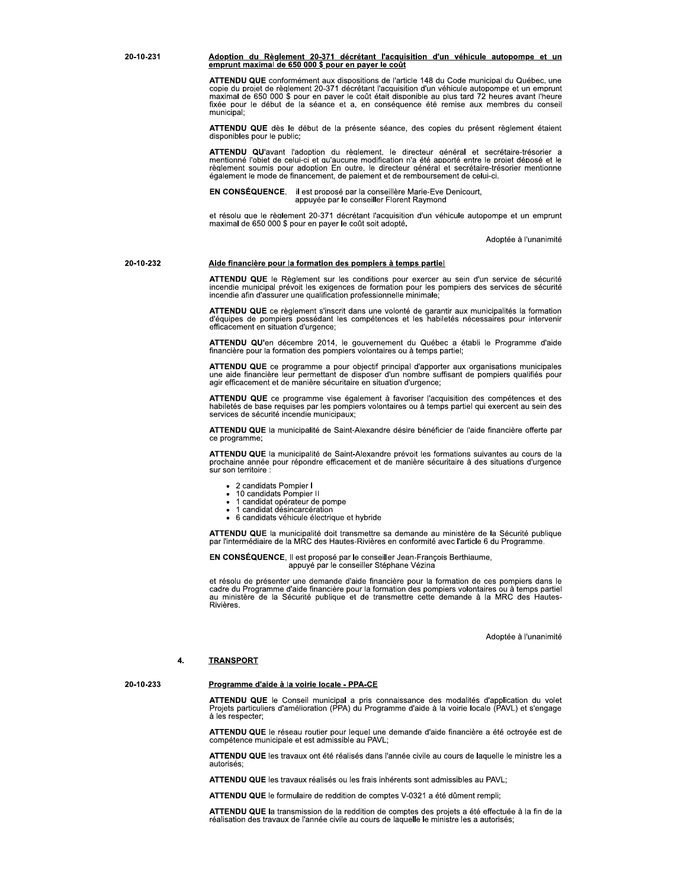**20-10-231**

**<u>Adoption du Règlement 20-371 décrétant l'acquisition d'un véhicule autopompe et un emprunt maximal de 650 000 $ pour en payer le coût</u>**

**ATTENDU QUE** conformément aux dispositions de l'article 148 du Code municipal du Québec, une copie du projet de règlement 20-371 décrétant l'acquisition d'un véhicule autopompe et un emprunt maximal de 650 000 $ pour en payer le coût était disponible au plus tard 72 heures avant l'heure fixée pour le début de la séance et a, en conséquence été remise aux membres du conseil municipal;

**ATTENDU QUE** dès le début de la présente séance, des copies du présent règlement étaient disponibles pour le public;

**ATTENDU QU'**avant l'adoption du règlement, le directeur général et secrétaire-trésorier a mentionné l'objet de celui-ci et qu'aucune modification n'a été apporté entre le projet déposé et le règlement soumis pour adoption En outre, le directeur général et secrétaire-trésorier mentionne également le mode de financement, de paiement et de remboursement de celui-ci.

**EN CONSÉQUENCE**, il est proposé par la conseillère Marie-Eve Denicourt,
appuyée par le conseiller Florent Raymond

et résolu que le règlement 20-371 décrétant l'acquisition d'un véhicule autopompe et un emprunt maximal de 650 000 $ pour en payer le coût soit adopté.

Adoptée à l'unanimité

**20-10-232**

**<u>Aide financière pour la formation des pompiers à temps partiel</u>**

**ATTENDU QUE** le Règlement sur les conditions pour exercer au sein d'un service de sécurité incendie municipal prévoit les exigences de formation pour les pompiers des services de sécurité incendie afin d'assurer une qualification professionnelle minimale;

**ATTENDU QUE** ce règlement s'inscrit dans une volonté de garantir aux municipalités la formation d'équipes de pompiers possédant les compétences et les habiletés nécessaires pour intervenir efficacement en situation d'urgence;

**ATTENDU QU'**en décembre 2014, le gouvernement du Québec a établi le Programme d'aide financière pour la formation des pompiers volontaires ou à temps partiel;

**ATTENDU QUE** ce programme a pour objectif principal d'apporter aux organisations municipales une aide financière leur permettant de disposer d'un nombre suffisant de pompiers qualifiés pour agir efficacement et de manière sécuritaire en situation d'urgence;

**ATTENDU QUE** ce programme vise également à favoriser l'acquisition des compétences et des habiletés de base requises par les pompiers volontaires ou à temps partiel qui exercent au sein des services de sécurité incendie municipaux;

**ATTENDU QUE** la municipalité de Saint-Alexandre désire bénéficier de l'aide financière offerte par ce programme;

**ATTENDU QUE** la municipalité de Saint-Alexandre prévoit les formations suivantes au cours de la prochaine année pour répondre efficacement et de manière sécuritaire à des situations d'urgence sur son territoire :

- 2 candidats Pompier I
- 10 candidats Pompier II
- 1 candidat opérateur de pompe
- 1 candidat désincarcération
- 6 candidats véhicule électrique et hybride

**ATTENDU QUE** la municipalité doit transmettre sa demande au ministère de la Sécurité publique par l'intermédiaire de la MRC des Hautes-Rivières en conformité avec l'article 6 du Programme.

**EN CONSÉQUENCE**, Il est proposé par le conseiller Jean-François Berthiaume,
appuyé par le conseiller Stéphane Vézina

et résolu de présenter une demande d'aide financière pour la formation de ces pompiers dans le cadre du Programme d'aide financière pour la formation des pompiers volontaires ou à temps partiel au ministère de la Sécurité publique et de transmettre cette demande à la MRC des Hautes-Rivières.

Adoptée à l'unanimité

## 4. <u>TRANSPORT</u>

**20-10-233**

**<u>Programme d'aide à la voirie locale - PPA-CE</u>**

**ATTENDU QUE** le Conseil municipal a pris connaissance des modalités d'application du volet Projets particuliers d'amélioration (PPA) du Programme d'aide à la voirie locale (PAVL) et s'engage à les respecter;

**ATTENDU QUE** le réseau routier pour lequel une demande d'aide financière a été octroyée est de compétence municipale et est admissible au PAVL;

**ATTENDU QUE** les travaux ont été réalisés dans l'année civile au cours de laquelle le ministre les a autorisés;

**ATTENDU QUE** les travaux réalisés ou les frais inhérents sont admissibles au PAVL;

**ATTENDU QUE** le formulaire de reddition de comptes V-0321 a été dûment rempli;

**ATTENDU QUE** la transmission de la reddition de comptes des projets a été effectuée à la fin de la réalisation des travaux de l'année civile au cours de laquelle le ministre les a autorisés;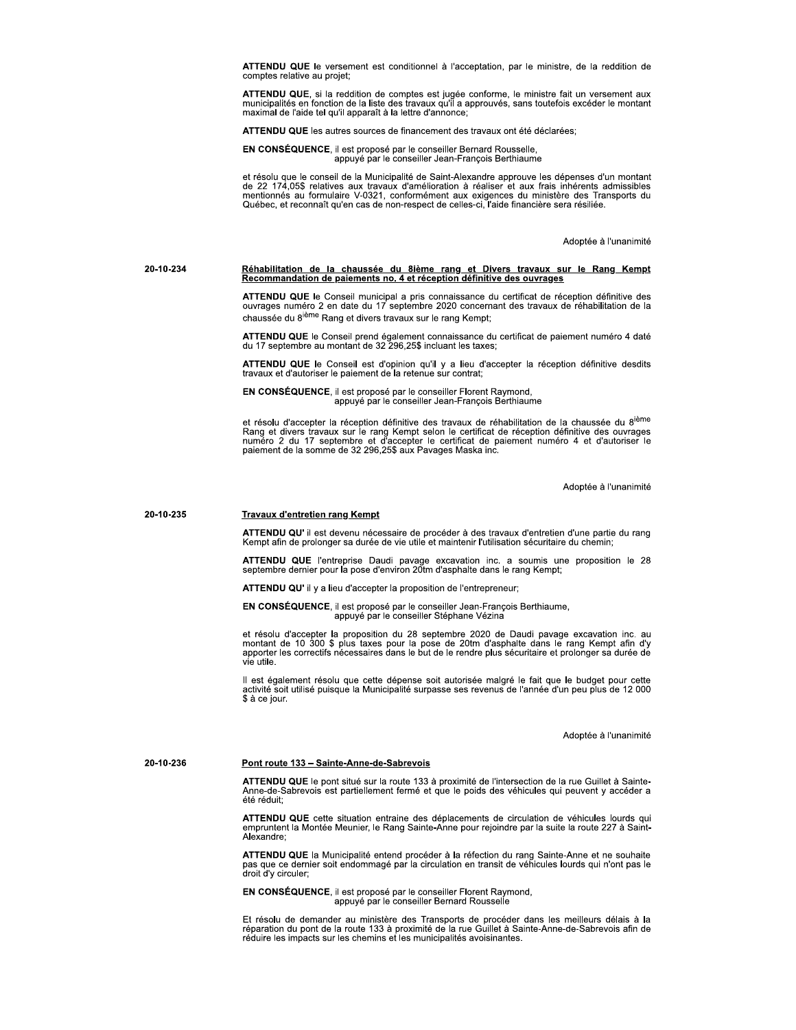**ATTENDU QUE** le versement est conditionnel à l'acceptation, par le ministre, de la reddition de comptes relative au projet;

**ATTENDU QUE**, si la reddition de comptes est jugée conforme, le ministre fait un versement aux municipalités en fonction de la liste des travaux qu'il a approuvés, sans toutefois excéder le montant maximal de l'aide tel qu'il apparaît à la lettre d'annonce;

**ATTENDU QUE** les autres sources de financement des travaux ont été déclarées;

**EN CONSÉQUENCE**, il est proposé par le conseiller Bernard Rousselle,
appuyé par le conseiller Jean-François Berthiaume

et résolu que le conseil de la Municipalité de Saint-Alexandre approuve les dépenses d'un montant de 22 174,05$ relatives aux travaux d'amélioration à réaliser et aux frais inhérents admissibles mentionnés au formulaire V-0321, conformément aux exigences du ministère des Transports du Québec, et reconnaît qu'en cas de non-respect de celles-ci, l'aide financière sera résiliée.

Adoptée à l'unanimité

20-10-234

**Réhabilitation de la chaussée du 8ième rang et Divers travaux sur le Rang Kempt Recommandation de paiements no. 4 et réception définitive des ouvrages**

**ATTENDU QUE** le Conseil municipal a pris connaissance du certificat de réception définitive des ouvrages numéro 2 en date du 17 septembre 2020 concernant des travaux de réhabilitation de la chaussée du 8ième Rang et divers travaux sur le rang Kempt;

**ATTENDU QUE** le Conseil prend également connaissance du certificat de paiement numéro 4 daté du 17 septembre au montant de 32 296,25$ incluant les taxes;

**ATTENDU QUE** le Conseil est d'opinion qu'il y a lieu d'accepter la réception définitive desdits travaux et d'autoriser le paiement de la retenue sur contrat;

**EN CONSÉQUENCE**, il est proposé par le conseiller Florent Raymond,
appuyé par le conseiller Jean-François Berthiaume

et résolu d'accepter la réception définitive des travaux de réhabilitation de la chaussée du 8ième Rang et divers travaux sur le rang Kempt selon le certificat de réception définitive des ouvrages numéro 2 du 17 septembre et d'accepter le certificat de paiement numéro 4 et d'autoriser le paiement de la somme de 32 296,25$ aux Pavages Maska inc.

Adoptée à l'unanimité

20-10-235

**Travaux d'entretien rang Kempt**

**ATTENDU QU'** il est devenu nécessaire de procéder à des travaux d'entretien d'une partie du rang Kempt afin de prolonger sa durée de vie utile et maintenir l'utilisation sécuritaire du chemin;

**ATTENDU QUE** l'entreprise Daudi pavage excavation inc. a soumis une proposition le 28 septembre dernier pour la pose d'environ 20tm d'asphalte dans le rang Kempt;

**ATTENDU QU'** il y a lieu d'accepter la proposition de l'entrepreneur;

**EN CONSÉQUENCE**, il est proposé par le conseiller Jean-François Berthiaume,
appuyé par le conseiller Stéphane Vézina

et résolu d'accepter la proposition du 28 septembre 2020 de Daudi pavage excavation inc. au montant de 10 300 $ plus taxes pour la pose de 20tm d'asphalte dans le rang Kempt afin d'y apporter les correctifs nécessaires dans le but de le rendre plus sécuritaire et prolonger sa durée de vie utile.

Il est également résolu que cette dépense soit autorisée malgré le fait que le budget pour cette activité soit utilisé puisque la Municipalité surpasse ses revenus de l'année d'un peu plus de 12 000 $ à ce jour.

Adoptée à l'unanimité

20-10-236

**Pont route 133 – Sainte-Anne-de-Sabrevois**

**ATTENDU QUE** le pont situé sur la route 133 à proximité de l'intersection de la rue Guillet à Sainte-Anne-de-Sabrevois est partiellement fermé et que le poids des véhicules qui peuvent y accéder a été réduit;

**ATTENDU QUE** cette situation entraine des déplacements de circulation de véhicules lourds qui empruntent la Montée Meunier, le Rang Sainte-Anne pour rejoindre par la suite la route 227 à Saint-Alexandre;

**ATTENDU QUE** la Municipalité entend procéder à la réfection du rang Sainte-Anne et ne souhaite pas que ce dernier soit endommagé par la circulation en transit de véhicules lourds qui n'ont pas le droit d'y circuler;

**EN CONSÉQUENCE**, il est proposé par le conseiller Florent Raymond,
appuyé par le conseiller Bernard Rousselle

Et résolu de demander au ministère des Transports de procéder dans les meilleurs délais à la réparation du pont de la route 133 à proximité de la rue Guillet à Sainte-Anne-de-Sabrevois afin de réduire les impacts sur les chemins et les municipalités avoisinantes.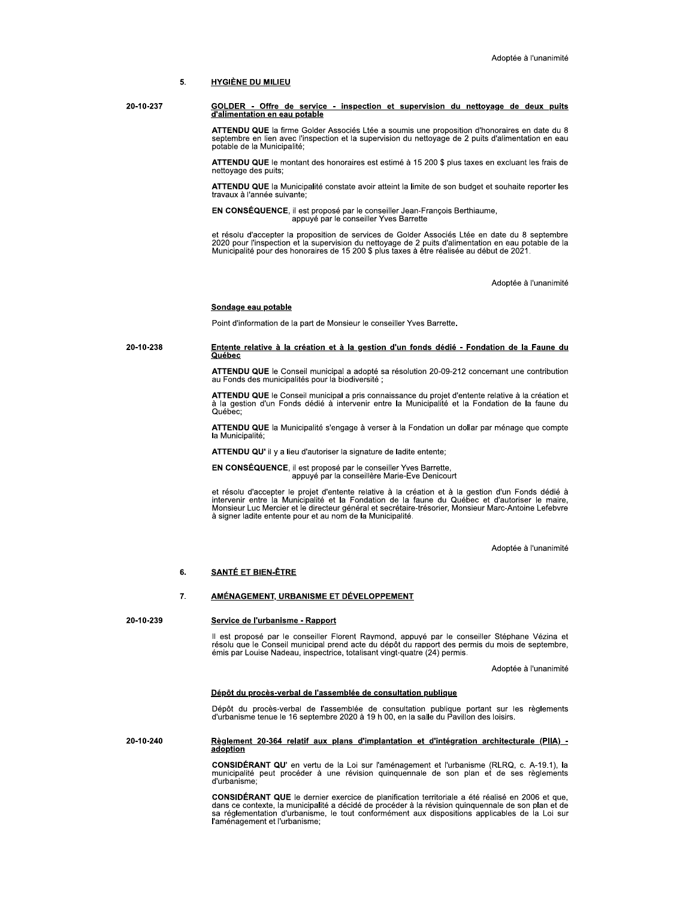Adoptée à l'unanimité

## 5. HYGIÈNE DU MILIEU

**20-10-237**

**GOLDER - Offre de service - inspection et supervision du nettoyage de deux puits d'alimentation en eau potable**

**ATTENDU QUE** la firme Golder Associés Ltée a soumis une proposition d'honoraires en date du 8 septembre en lien avec l'inspection et la supervision du nettoyage de 2 puits d'alimentation en eau potable de la Municipalité;

**ATTENDU QUE** le montant des honoraires est estimé à 15 200 $ plus taxes en excluant les frais de nettoyage des puits;

**ATTENDU QUE** la Municipalité constate avoir atteint la limite de son budget et souhaite reporter les travaux à l'année suivante;

**EN CONSÉQUENCE**, il est proposé par le conseiller Jean-François Berthiaume,
appuyé par le conseiller Yves Barrette

et résolu d'accepter la proposition de services de Golder Associés Ltée en date du 8 septembre 2020 pour l'inspection et la supervision du nettoyage de 2 puits d'alimentation en eau potable de la Municipalité pour des honoraires de 15 200 $ plus taxes à être réalisée au début de 2021.

Adoptée à l'unanimité

**Sondage eau potable**

Point d'information de la part de Monsieur le conseiller Yves Barrette.

**20-10-238**

**Entente relative à la création et à la gestion d'un fonds dédié - Fondation de la Faune du Québec**

**ATTENDU QUE** le Conseil municipal a adopté sa résolution 20-09-212 concernant une contribution au Fonds des municipalités pour la biodiversité ;

**ATTENDU QUE** le Conseil municipal a pris connaissance du projet d'entente relative à la création et à la gestion d'un Fonds dédié à intervenir entre la Municipalité et la Fondation de la faune du Québec;

**ATTENDU QUE** la Municipalité s'engage à verser à la Fondation un dollar par ménage que compte la Municipalité;

**ATTENDU QU'** il y a lieu d'autoriser la signature de ladite entente;

**EN CONSÉQUENCE**, il est proposé par le conseiller Yves Barrette,
appuyé par la conseillère Marie-Eve Denicourt

et résolu d'accepter le projet d'entente relative à la création et à la gestion d'un Fonds dédié à intervenir entre la Municipalité et la Fondation de la faune du Québec et d'autoriser le maire, Monsieur Luc Mercier et le directeur général et secrétaire-trésorier, Monsieur Marc-Antoine Lefebvre à signer ladite entente pour et au nom de la Municipalité.

Adoptée à l'unanimité

## 6. SANTÉ ET BIEN-ÊTRE

## 7. AMÉNAGEMENT, URBANISME ET DÉVELOPPEMENT

**20-10-239**

**Service de l'urbanisme - Rapport**

Il est proposé par le conseiller Florent Raymond, appuyé par le conseiller Stéphane Vézina et résolu que le Conseil municipal prend acte du dépôt du rapport des permis du mois de septembre, émis par Louise Nadeau, inspectrice, totalisant vingt-quatre (24) permis.

Adoptée à l'unanimité

**Dépôt du procès-verbal de l'assemblée de consultation publique**

Dépôt du procès-verbal de l'assemblée de consultation publique portant sur les règlements d'urbanisme tenue le 16 septembre 2020 à 19 h 00, en la salle du Pavillon des loisirs.

**20-10-240**

**Règlement 20-364 relatif aux plans d'implantation et d'intégration architecturale (PIIA) - adoption**

**CONSIDÉRANT QU'** en vertu de la Loi sur l'aménagement et l'urbanisme (RLRQ, c. A-19.1), la municipalité peut procéder à une révision quinquennale de son plan et de ses règlements d'urbanisme;

**CONSIDÉRANT QUE** le dernier exercice de planification territoriale a été réalisé en 2006 et que, dans ce contexte, la municipalité a décidé de procéder à la révision quinquennale de son plan et de sa réglementation d'urbanisme, le tout conformément aux dispositions applicables de la Loi sur l'aménagement et l'urbanisme;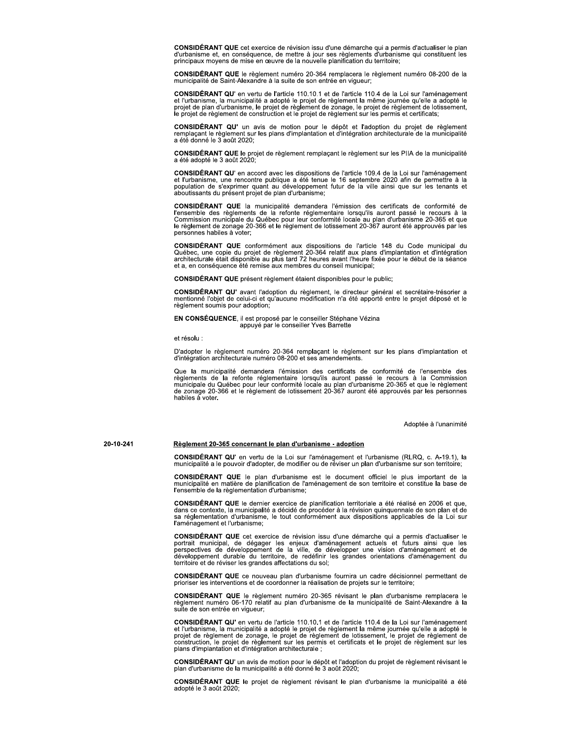**CONSIDÉRANT QUE** cet exercice de révision issu d'une démarche qui a permis d'actualiser le plan d'urbanisme et, en conséquence, de mettre à jour ses règlements d'urbanisme qui constituent les principaux moyens de mise en œuvre de la nouvelle planification du territoire;

**CONSIDÉRANT QUE** le règlement numéro 20-364 remplacera le règlement numéro 08-200 de la municipalité de Saint-Alexandre à la suite de son entrée en vigueur;

**CONSIDÉRANT QU'** en vertu de l'article 110.10.1 et de l'article 110.4 de la Loi sur l'aménagement et l'urbanisme, la municipalité a adopté le projet de règlement la même journée qu'elle a adopté le projet de plan d'urbanisme, le projet de règlement de zonage, le projet de règlement de lotissement, le projet de règlement de construction et le projet de règlement sur les permis et certificats;

**CONSIDÉRANT QU'** un avis de motion pour le dépôt et l'adoption du projet de règlement remplaçant le règlement sur les plans d'implantation et d'intégration architecturale de la municipalité a été donné le 3 août 2020;

**CONSIDÉRANT QUE** le projet de règlement remplaçant le règlement sur les PIIA de la municipalité a été adopté le 3 août 2020;

**CONSIDÉRANT QU'** en accord avec les dispositions de l'article 109.4 de la Loi sur l'aménagement et l'urbanisme, une rencontre publique a été tenue le 16 septembre 2020 afin de permettre à la population de s'exprimer quant au développement futur de la ville ainsi que sur les tenants et aboutissants du présent projet de plan d'urbanisme;

**CONSIDÉRANT QUE** la municipalité demandera l'émission des certificats de conformité de l'ensemble des règlements de la refonte réglementaire lorsqu'ils auront passé le recours à la Commission municipale du Québec pour leur conformité locale au plan d'urbanisme 20-365 et que le règlement de zonage 20-366 et le règlement de lotissement 20-367 auront été approuvés par les personnes habiles à voter;

**CONSIDÉRANT QUE** conformément aux dispositions de l'article 148 du Code municipal du Québec, une copie du projet de règlement 20-364 relatif aux plans d'implantation et d'intégration architecturale était disponible au plus tard 72 heures avant l'heure fixée pour le début de la séance et a, en conséquence été remise aux membres du conseil municipal;

**CONSIDÉRANT QUE** présent règlement étaient disponibles pour le public;

**CONSIDÉRANT QU'** avant l'adoption du règlement, le directeur général et secrétaire-trésorier a mentionné l'objet de celui-ci et qu'aucune modification n'a été apporté entre le projet déposé et le règlement soumis pour adoption;

**EN CONSÉQUENCE**, il est proposé par le conseiller Stéphane Vézina
appuyé par le conseiller Yves Barrette

et résolu :

D'adopter le règlement numéro 20-364 remplaçant le règlement sur les plans d'implantation et d'intégration architecturale numéro 08-200 et ses amendements.

Que la municipalité demandera l'émission des certificats de conformité de l'ensemble des règlements de la refonte réglementaire lorsqu'ils auront passé le recours à la Commission municipale du Québec pour leur conformité locale au plan d'urbanisme 20-365 et que le règlement de zonage 20-366 et le règlement de lotissement 20-367 auront été approuvés par les personnes habiles à voter.

Adoptée à l'unanimité

20-10-241

## Règlement 20-365 concernant le plan d'urbanisme - adoption

**CONSIDÉRANT QU'** en vertu de la Loi sur l'aménagement et l'urbanisme (RLRQ, c. A-19.1), la municipalité a le pouvoir d'adopter, de modifier ou de réviser un plan d'urbanisme sur son territoire;

**CONSIDÉRANT QUE** le plan d'urbanisme est le document officiel le plus important de la municipalité en matière de planification de l'aménagement de son territoire et constitue la base de l'ensemble de la règlementation d'urbanisme;

**CONSIDÉRANT QUE** le dernier exercice de planification territoriale a été réalisé en 2006 et que, dans ce contexte, la municipalité a décidé de procéder à la révision quinquennale de son plan et de sa réglementation d'urbanisme, le tout conformément aux dispositions applicables de la Loi sur l'aménagement et l'urbanisme;

**CONSIDÉRANT QUE** cet exercice de révision issu d'une démarche qui a permis d'actualiser le portrait municipal, de dégager les enjeux d'aménagement actuels et futurs ainsi que les perspectives de développement de la ville, de développer une vision d'aménagement et de développement durable du territoire, de redéfinir les grandes orientations d'aménagement du territoire et de réviser les grandes affectations du sol;

**CONSIDÉRANT QUE** ce nouveau plan d'urbanisme fournira un cadre décisionnel permettant de prioriser les interventions et de coordonner la réalisation de projets sur le territoire;

**CONSIDÉRANT QUE** le règlement numéro 20-365 révisant le plan d'urbanisme remplacera le règlement numéro 06-170 relatif au plan d'urbanisme de la municipalité de Saint-Alexandre à la suite de son entrée en vigueur;

**CONSIDÉRANT QU'** en vertu de l'article 110.10.1 et de l'article 110.4 de la Loi sur l'aménagement et l'urbanisme, la municipalité a adopté le projet de règlement la même journée qu'elle a adopté le projet de règlement de zonage, le projet de règlement de lotissement, le projet de règlement de construction, le projet de règlement sur les permis et certificats et le projet de règlement sur les plans d'implantation et d'intégration architecturale ;

**CONSIDÉRANT QU'** un avis de motion pour le dépôt et l'adoption du projet de règlement révisant le plan d'urbanisme de la municipalité a été donné le 3 août 2020;

**CONSIDÉRANT QUE** le projet de règlement révisant le plan d'urbanisme la municipalité a été adopté le 3 août 2020;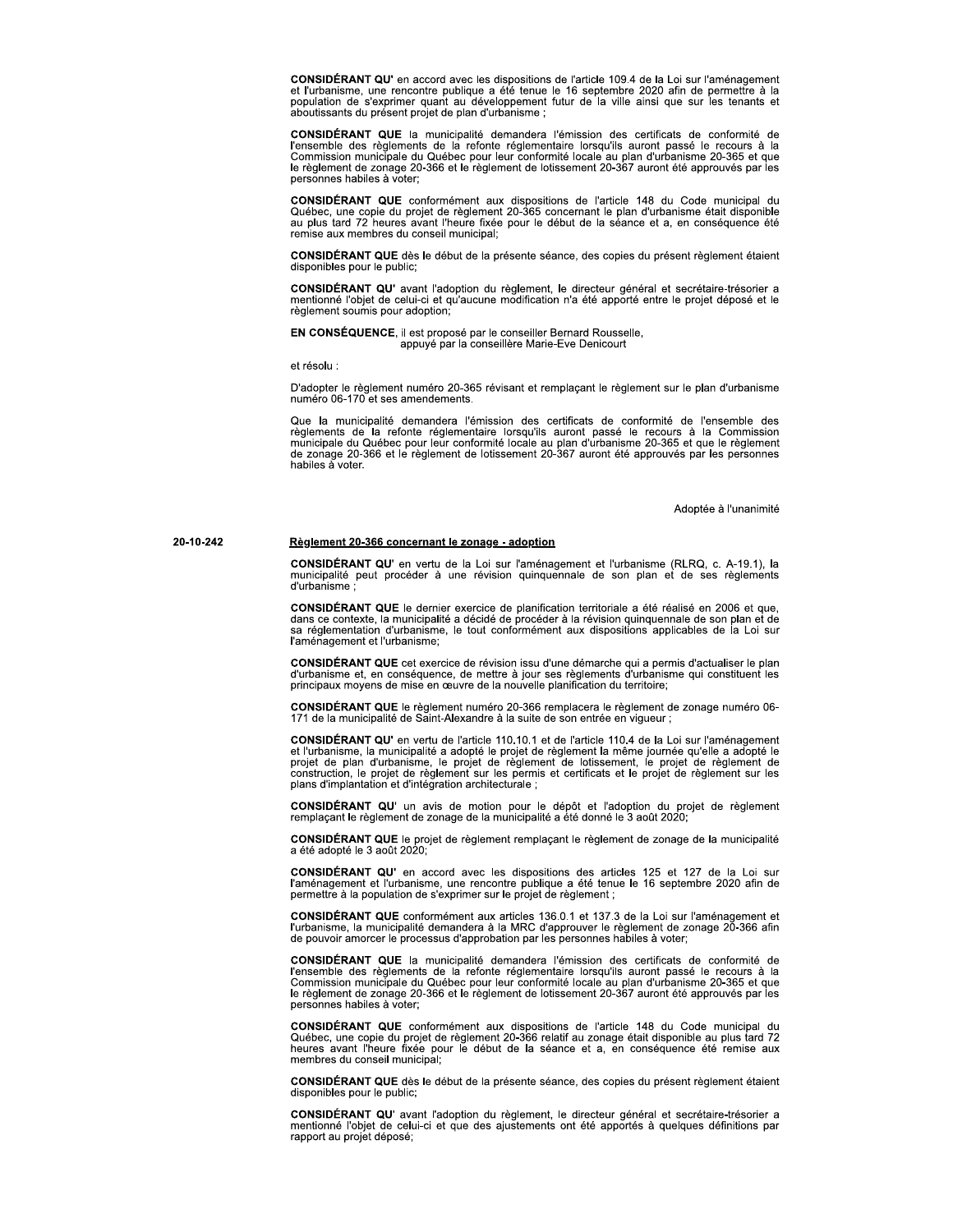**CONSIDÉRANT QU'** en accord avec les dispositions de l'article 109.4 de la Loi sur l'aménagement et l'urbanisme, une rencontre publique a été tenue le 16 septembre 2020 afin de permettre à la population de s'exprimer quant au développement futur de la ville ainsi que sur les tenants et aboutissants du présent projet de plan d'urbanisme ;

**CONSIDÉRANT QUE** la municipalité demandera l'émission des certificats de conformité de l'ensemble des règlements de la refonte réglementaire lorsqu'ils auront passé le recours à la Commission municipale du Québec pour leur conformité locale au plan d'urbanisme 20-365 et que le règlement de zonage 20-366 et le règlement de lotissement 20-367 auront été approuvés par les personnes habiles à voter;

**CONSIDÉRANT QUE** conformément aux dispositions de l'article 148 du Code municipal du Québec, une copie du projet de règlement 20-365 concernant le plan d'urbanisme était disponible au plus tard 72 heures avant l'heure fixée pour le début de la séance et a, en conséquence été remise aux membres du conseil municipal;

**CONSIDÉRANT QUE** dès le début de la présente séance, des copies du présent règlement étaient disponibles pour le public;

**CONSIDÉRANT QU'** avant l'adoption du règlement, le directeur général et secrétaire-trésorier a mentionné l'objet de celui-ci et qu'aucune modification n'a été apporté entre le projet déposé et le règlement soumis pour adoption;

**EN CONSÉQUENCE**, il est proposé par le conseiller Bernard Rousselle,
appuyé par la conseillère Marie-Eve Denicourt

et résolu :

D'adopter le règlement numéro 20-365 révisant et remplaçant le règlement sur le plan d'urbanisme numéro 06-170 et ses amendements.

Que la municipalité demandera l'émission des certificats de conformité de l'ensemble des règlements de la refonte réglementaire lorsqu'ils auront passé le recours à la Commission municipale du Québec pour leur conformité locale au plan d'urbanisme 20-365 et que le règlement de zonage 20-366 et le règlement de lotissement 20-367 auront été approuvés par les personnes habiles à voter.

Adoptée à l'unanimité

20-10-242

## Règlement 20-366 concernant le zonage - adoption

**CONSIDÉRANT QU'** en vertu de la Loi sur l'aménagement et l'urbanisme (RLRQ, c. A-19.1), la municipalité peut procéder à une révision quinquennale de son plan et de ses règlements d'urbanisme ;

**CONSIDÉRANT QUE** le dernier exercice de planification territoriale a été réalisé en 2006 et que, dans ce contexte, la municipalité a décidé de procéder à la révision quinquennale de son plan et de sa réglementation d'urbanisme, le tout conformément aux dispositions applicables de la Loi sur l'aménagement et l'urbanisme;

**CONSIDÉRANT QUE** cet exercice de révision issu d'une démarche qui a permis d'actualiser le plan d'urbanisme et, en conséquence, de mettre à jour ses règlements d'urbanisme qui constituent les principaux moyens de mise en œuvre de la nouvelle planification du territoire;

**CONSIDÉRANT QUE** le règlement numéro 20-366 remplacera le règlement de zonage numéro 06-171 de la municipalité de Saint-Alexandre à la suite de son entrée en vigueur ;

**CONSIDÉRANT QU'** en vertu de l'article 110.10.1 et de l'article 110.4 de la Loi sur l'aménagement et l'urbanisme, la municipalité a adopté le projet de règlement la même journée qu'elle a adopté le projet de plan d'urbanisme, le projet de règlement de lotissement, le projet de règlement de construction, le projet de règlement sur les permis et certificats et le projet de règlement sur les plans d'implantation et d'intégration architecturale ;

**CONSIDÉRANT QU'** un avis de motion pour le dépôt et l'adoption du projet de règlement remplaçant le règlement de zonage de la municipalité a été donné le 3 août 2020;

**CONSIDÉRANT QUE** le projet de règlement remplaçant le règlement de zonage de la municipalité a été adopté le 3 août 2020;

**CONSIDÉRANT QU'** en accord avec les dispositions des articles 125 et 127 de la Loi sur l'aménagement et l'urbanisme, une rencontre publique a été tenue le 16 septembre 2020 afin de permettre à la population de s'exprimer sur le projet de règlement ;

**CONSIDÉRANT QUE** conformément aux articles 136.0.1 et 137.3 de la Loi sur l'aménagement et l'urbanisme, la municipalité demandera à la MRC d'approuver le règlement de zonage 20-366 afin de pouvoir amorcer le processus d'approbation par les personnes habiles à voter;

**CONSIDÉRANT QUE** la municipalité demandera l'émission des certificats de conformité de l'ensemble des règlements de la refonte réglementaire lorsqu'ils auront passé le recours à la Commission municipale du Québec pour leur conformité locale au plan d'urbanisme 20-365 et que le règlement de zonage 20-366 et le règlement de lotissement 20-367 auront été approuvés par les personnes habiles à voter;

**CONSIDÉRANT QUE** conformément aux dispositions de l'article 148 du Code municipal du Québec, une copie du projet de règlement 20-366 relatif au zonage était disponible au plus tard 72 heures avant l'heure fixée pour le début de la séance et a, en conséquence été remise aux membres du conseil municipal;

**CONSIDÉRANT QUE** dès le début de la présente séance, des copies du présent règlement étaient disponibles pour le public;

**CONSIDÉRANT QU'** avant l'adoption du règlement, le directeur général et secrétaire-trésorier a mentionné l'objet de celui-ci et que des ajustements ont été apportés à quelques définitions par rapport au projet déposé;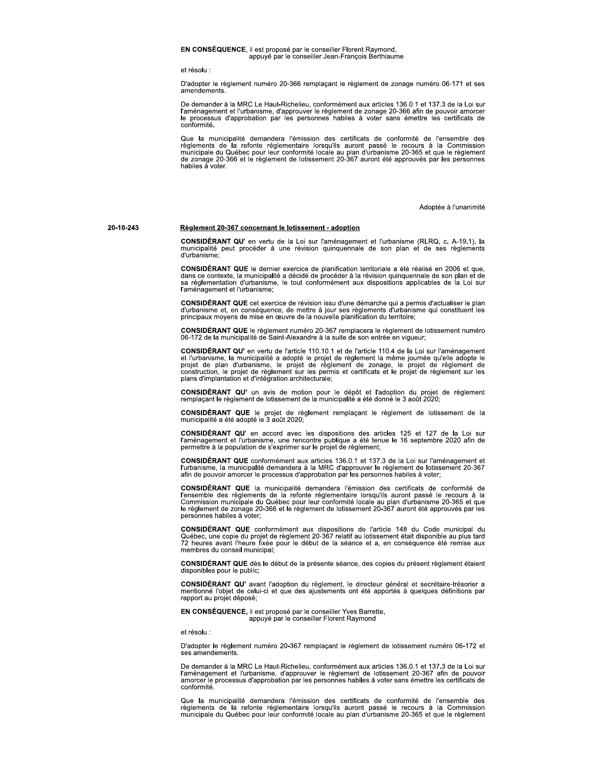**EN CONSÉQUENCE**, il est proposé par le conseiller Florent Raymond,
appuyé par le conseiller Jean-François Berthiaume

et résolu :

D'adopter le règlement numéro 20-366 remplaçant le règlement de zonage numéro 06-171 et ses amendements.

De demander à la MRC Le Haut-Richelieu, conformément aux articles 136.0.1 et 137.3 de la Loi sur l'aménagement et l'urbanisme, d'approuver le règlement de zonage 20-366 afin de pouvoir amorcer le processus d'approbation par les personnes habiles à voter sans émettre les certificats de conformité.

Que la municipalité demandera l'émission des certificats de conformité de l'ensemble des règlements de la refonte réglementaire lorsqu'ils auront passé le recours à la Commission municipale du Québec pour leur conformité locale au plan d'urbanisme 20-365 et que le règlement de zonage 20-366 et le règlement de lotissement 20-367 auront été approuvés par les personnes habiles à voter.

Adoptée à l'unanimité

20-10-243

## Règlement 20-367 concernant le lotissement - adoption

**CONSIDÉRANT QU'** en vertu de la Loi sur l'aménagement et l'urbanisme (RLRQ, c. A-19.1), la municipalité peut procéder à une révision quinquennale de son plan et de ses règlements d'urbanisme;

**CONSIDÉRANT QUE** le dernier exercice de planification territoriale a été réalisé en 2006 et que, dans ce contexte, la municipalité a décidé de procéder à la révision quinquennale de son plan et de sa réglementation d'urbanisme, le tout conformément aux dispositions applicables de la Loi sur l'aménagement et l'urbanisme;

**CONSIDÉRANT QUE** cet exercice de révision issu d'une démarche qui a permis d'actualiser le plan d'urbanisme et, en conséquence, de mettre à jour ses règlements d'urbanisme qui constituent les principaux moyens de mise en œuvre de la nouvelle planification du territoire;

**CONSIDÉRANT QUE** le règlement numéro 20-367 remplacera le règlement de lotissement numéro 06-172 de la municipalité de Saint-Alexandre à la suite de son entrée en vigueur;

**CONSIDÉRANT QU'** en vertu de l'article 110.10.1 et de l'article 110.4 de la Loi sur l'aménagement et l'urbanisme, la municipalité a adopté le projet de règlement la même journée qu'elle adopte le projet de plan d'urbanisme, le projet de règlement de zonage, le projet de règlement de construction, le projet de règlement sur les permis et certificats et le projet de règlement sur les plans d'implantation et d'intégration architecturale;

**CONSIDÉRANT QU'** un avis de motion pour le dépôt et l'adoption du projet de règlement remplaçant le règlement de lotissement de la municipalité a été donné le 3 août 2020;

**CONSIDÉRANT QUE** le projet de règlement remplaçant le règlement de lotissement de la municipalité a été adopté le 3 août 2020;

**CONSIDÉRANT QU'** en accord avec les dispositions des articles 125 et 127 de la Loi sur l'aménagement et l'urbanisme, une rencontre publique a été tenue le 16 septembre 2020 afin de permettre à la population de s'exprimer sur le projet de règlement;

**CONSIDÉRANT QUE** conformément aux articles 136.0.1 et 137.3 de la Loi sur l'aménagement et l'urbanisme, la municipalité demandera à la MRC d'approuver le règlement de lotissement 20-367 afin de pouvoir amorcer le processus d'approbation par les personnes habiles à voter;

**CONSIDÉRANT QUE** la municipalité demandera l'émission des certificats de conformité de l'ensemble des règlements de la refonte réglementaire lorsqu'ils auront passé le recours à la Commission municipale du Québec pour leur conformité locale au plan d'urbanisme 20-365 et que le règlement de zonage 20-366 et le règlement de lotissement 20-367 auront été approuvés par les personnes habiles à voter;

**CONSIDÉRANT QUE** conformément aux dispositions de l'article 148 du Code municipal du Québec, une copie du projet de règlement 20-367 relatif au lotissement était disponible au plus tard 72 heures avant l'heure fixée pour le début de la séance et a, en conséquence été remise aux membres du conseil municipal;

**CONSIDÉRANT QUE** dès le début de la présente séance, des copies du présent règlement étaient disponibles pour le public;

**CONSIDÉRANT QU'** avant l'adoption du règlement, le directeur général et secrétaire-trésorier a mentionné l'objet de celui-ci et que des ajustements ont été apportés à quelques définitions par rapport au projet déposé;

**EN CONSÉQUENCE**, il est proposé par le conseiller Yves Barrette,
appuyé par le conseiller Florent Raymond

et résolu :

D'adopter le règlement numéro 20-367 remplaçant le règlement de lotissement numéro 06-172 et ses amendements.

De demander à la MRC Le Haut-Richelieu, conformément aux articles 136.0.1 et 137.3 de la Loi sur l'aménagement et l'urbanisme, d'approuver le règlement de lotissement 20-367 afin de pouvoir amorcer le processus d'approbation par les personnes habiles à voter sans émettre les certificats de conformité.

Que la municipalité demandera l'émission des certificats de conformité de l'ensemble des règlements de la refonte réglementaire lorsqu'ils auront passé le recours à la Commission municipale du Québec pour leur conformité locale au plan d'urbanisme 20-365 et que le règlement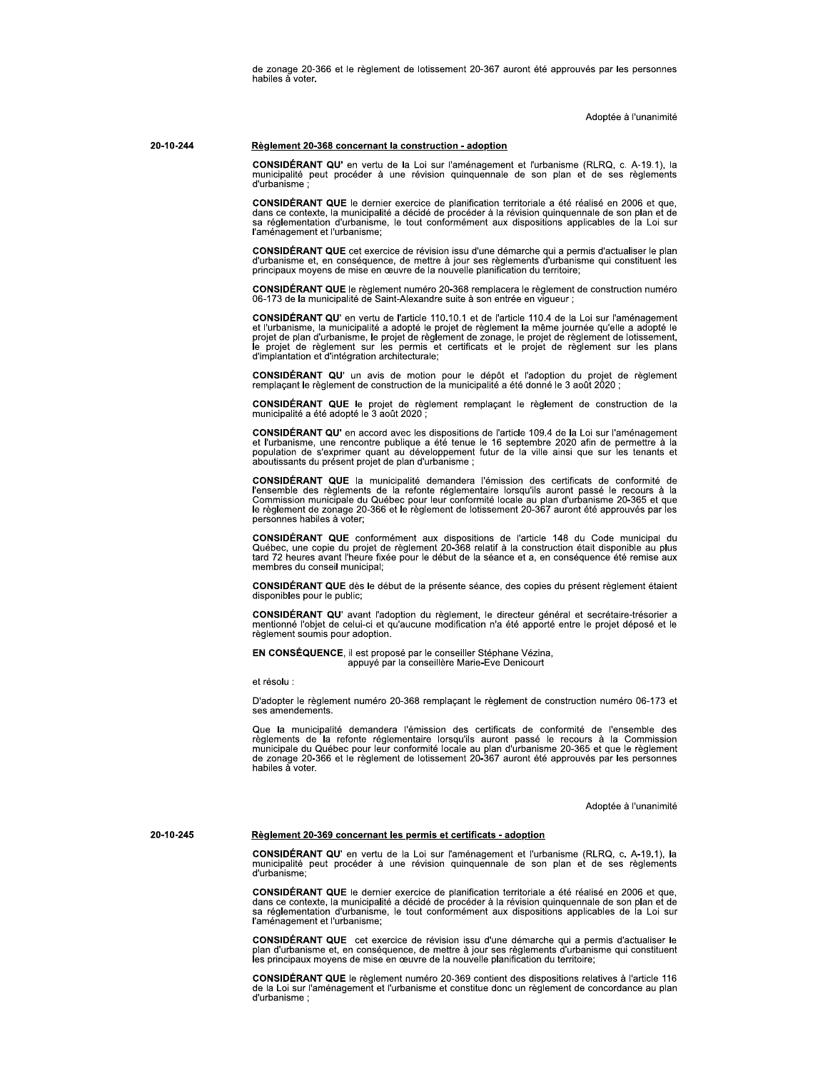de zonage 20-366 et le règlement de lotissement 20-367 auront été approuvés par les personnes habiles à voter.

Adoptée à l'unanimité

**20-10-244**

**Règlement 20-368 concernant la construction - adoption**

**CONSIDÉRANT QU'** en vertu de la Loi sur l'aménagement et l'urbanisme (RLRQ, c. A-19.1), la municipalité peut procéder à une révision quinquennale de son plan et de ses règlements d'urbanisme ;

**CONSIDÉRANT QUE** le dernier exercice de planification territoriale a été réalisé en 2006 et que, dans ce contexte, la municipalité a décidé de procéder à la révision quinquennale de son plan et de sa réglementation d'urbanisme, le tout conformément aux dispositions applicables de la Loi sur l'aménagement et l'urbanisme;

**CONSIDÉRANT QUE** cet exercice de révision issu d'une démarche qui a permis d'actualiser le plan d'urbanisme et, en conséquence, de mettre à jour ses règlements d'urbanisme qui constituent les principaux moyens de mise en œuvre de la nouvelle planification du territoire;

**CONSIDÉRANT QUE** le règlement numéro 20-368 remplacera le règlement de construction numéro 06-173 de la municipalité de Saint-Alexandre suite à son entrée en vigueur ;

**CONSIDÉRANT QU'** en vertu de l'article 110.10.1 et de l'article 110.4 de la Loi sur l'aménagement et l'urbanisme, la municipalité a adopté le projet de règlement la même journée qu'elle a adopté le projet de plan d'urbanisme, le projet de règlement de zonage, le projet de règlement de lotissement, le projet de règlement sur les permis et certificats et le projet de règlement sur les plans d'implantation et d'intégration architecturale;

**CONSIDÉRANT QU'** un avis de motion pour le dépôt et l'adoption du projet de règlement remplaçant le règlement de construction de la municipalité a été donné le 3 août 2020 ;

**CONSIDÉRANT QUE** le projet de règlement remplaçant le règlement de construction de la municipalité a été adopté le 3 août 2020 ;

**CONSIDÉRANT QU'** en accord avec les dispositions de l'article 109.4 de la Loi sur l'aménagement et l'urbanisme, une rencontre publique a été tenue le 16 septembre 2020 afin de permettre à la population de s'exprimer quant au développement futur de la ville ainsi que sur les tenants et aboutissants du présent projet de plan d'urbanisme ;

**CONSIDÉRANT QUE** la municipalité demandera l'émission des certificats de conformité de l'ensemble des règlements de la refonte réglementaire lorsqu'ils auront passé le recours à la Commission municipale du Québec pour leur conformité locale au plan d'urbanisme 20-365 et que le règlement de zonage 20-366 et le règlement de lotissement 20-367 auront été approuvés par les personnes habiles à voter;

**CONSIDÉRANT QUE** conformément aux dispositions de l'article 148 du Code municipal du Québec, une copie du projet de règlement 20-368 relatif à la construction était disponible au plus tard 72 heures avant l'heure fixée pour le début de la séance et a, en conséquence été remise aux membres du conseil municipal;

**CONSIDÉRANT QUE** dès le début de la présente séance, des copies du présent règlement étaient disponibles pour le public;

**CONSIDÉRANT QU'** avant l'adoption du règlement, le directeur général et secrétaire-trésorier a mentionné l'objet de celui-ci et qu'aucune modification n'a été apporté entre le projet déposé et le règlement soumis pour adoption.

**EN CONSÉQUENCE**, il est proposé par le conseiller Stéphane Vézina,
appuyé par la conseillère Marie-Eve Denicourt

et résolu :

D'adopter le règlement numéro 20-368 remplaçant le règlement de construction numéro 06-173 et ses amendements.

Que la municipalité demandera l'émission des certificats de conformité de l'ensemble des règlements de la refonte réglementaire lorsqu'ils auront passé le recours à la Commission municipale du Québec pour leur conformité locale au plan d'urbanisme 20-365 et que le règlement de zonage 20-366 et le règlement de lotissement 20-367 auront été approuvés par les personnes habiles à voter.

Adoptée à l'unanimité

**20-10-245**

**Règlement 20-369 concernant les permis et certificats - adoption**

**CONSIDÉRANT QU'** en vertu de la Loi sur l'aménagement et l'urbanisme (RLRQ, c. A-19.1), la municipalité peut procéder à une révision quinquennale de son plan et de ses règlements d'urbanisme;

**CONSIDÉRANT QUE** le dernier exercice de planification territoriale a été réalisé en 2006 et que, dans ce contexte, la municipalité a décidé de procéder à la révision quinquennale de son plan et de sa réglementation d'urbanisme, le tout conformément aux dispositions applicables de la Loi sur l'aménagement et l'urbanisme;

**CONSIDÉRANT QUE** cet exercice de révision issu d'une démarche qui a permis d'actualiser le plan d'urbanisme et, en conséquence, de mettre à jour ses règlements d'urbanisme qui constituent les principaux moyens de mise en œuvre de la nouvelle planification du territoire;

**CONSIDÉRANT QUE** le règlement numéro 20-369 contient des dispositions relatives à l'article 116 de la Loi sur l'aménagement et l'urbanisme et constitue donc un règlement de concordance au plan d'urbanisme ;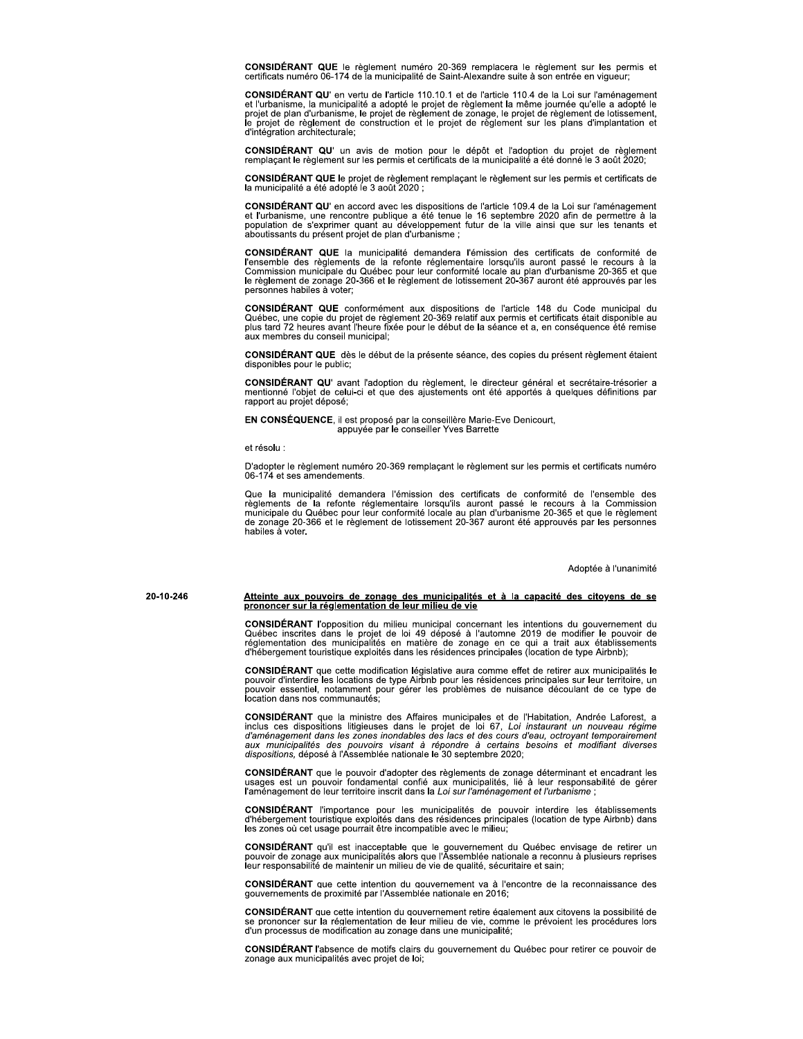**CONSIDÉRANT QUE** le règlement numéro 20-369 remplacera le règlement sur les permis et certificats numéro 06-174 de la municipalité de Saint-Alexandre suite à son entrée en vigueur;

**CONSIDÉRANT QU'** en vertu de l'article 110.10.1 et de l'article 110.4 de la Loi sur l'aménagement et l'urbanisme, la municipalité a adopté le projet de règlement la même journée qu'elle a adopté le projet de plan d'urbanisme, le projet de règlement de zonage, le projet de règlement de lotissement, le projet de règlement de construction et le projet de règlement sur les plans d'implantation et d'intégration architecturale;

**CONSIDÉRANT QU'** un avis de motion pour le dépôt et l'adoption du projet de règlement remplaçant le règlement sur les permis et certificats de la municipalité a été donné le 3 août 2020;

**CONSIDÉRANT QUE** le projet de règlement remplaçant le règlement sur les permis et certificats de la municipalité a été adopté le 3 août 2020 ;

**CONSIDÉRANT QU'** en accord avec les dispositions de l'article 109.4 de la Loi sur l'aménagement et l'urbanisme, une rencontre publique a été tenue le 16 septembre 2020 afin de permettre à la population de s'exprimer quant au développement futur de la ville ainsi que sur les tenants et aboutissants du présent projet de plan d'urbanisme ;

**CONSIDÉRANT QUE** la municipalité demandera l'émission des certificats de conformité de l'ensemble des règlements de la refonte réglementaire lorsqu'ils auront passé le recours à la Commission municipale du Québec pour leur conformité locale au plan d'urbanisme 20-365 et que le règlement de zonage 20-366 et le règlement de lotissement 20-367 auront été approuvés par les personnes habiles à voter;

**CONSIDÉRANT QUE** conformément aux dispositions de l'article 148 du Code municipal du Québec, une copie du projet de règlement 20-369 relatif aux permis et certificats était disponible au plus tard 72 heures avant l'heure fixée pour le début de la séance et a, en conséquence été remise aux membres du conseil municipal;

**CONSIDÉRANT QUE** dès le début de la présente séance, des copies du présent règlement étaient disponibles pour le public;

**CONSIDÉRANT QU'** avant l'adoption du règlement, le directeur général et secrétaire-trésorier a mentionné l'objet de celui-ci et que des ajustements ont été apportés à quelques définitions par rapport au projet déposé;

**EN CONSÉQUENCE**, il est proposé par la conseillère Marie-Eve Denicourt,
appuyée par le conseiller Yves Barrette

et résolu :

D'adopter le règlement numéro 20-369 remplaçant le règlement sur les permis et certificats numéro 06-174 et ses amendements.

Que la municipalité demandera l'émission des certificats de conformité de l'ensemble des règlements de la refonte réglementaire lorsqu'ils auront passé le recours à la Commission municipale du Québec pour leur conformité locale au plan d'urbanisme 20-365 et que le règlement de zonage 20-366 et le règlement de lotissement 20-367 auront été approuvés par les personnes habiles à voter.

Adoptée à l'unanimité

**20-10-246**

**Atteinte aux pouvoirs de zonage des municipalités et à la capacité des citoyens de se prononcer sur la réglementation de leur milieu de vie**

**CONSIDÉRANT** l'opposition du milieu municipal concernant les intentions du gouvernement du Québec inscrites dans le projet de loi 49 déposé à l'automne 2019 de modifier le pouvoir de réglementation des municipalités en matière de zonage en ce qui a trait aux établissements d'hébergement touristique exploités dans les résidences principales (location de type Airbnb);

**CONSIDÉRANT** que cette modification législative aura comme effet de retirer aux municipalités le pouvoir d'interdire les locations de type Airbnb pour les résidences principales sur leur territoire, un pouvoir essentiel, notamment pour gérer les problèmes de nuisance découlant de ce type de location dans nos communautés;

**CONSIDÉRANT** que la ministre des Affaires municipales et de l'Habitation, Andrée Laforest, a inclus ces dispositions litigieuses dans le projet de loi 67, *Loi instaurant un nouveau régime d'aménagement dans les zones inondables des lacs et des cours d'eau, octroyant temporairement aux municipalités des pouvoirs visant à répondre à certains besoins et modifiant diverses dispositions,* déposé à l'Assemblée nationale le 30 septembre 2020;

**CONSIDÉRANT** que le pouvoir d'adopter des règlements de zonage déterminant et encadrant les usages est un pouvoir fondamental confié aux municipalités, lié à leur responsabilité de gérer l'aménagement de leur territoire inscrit dans la *Loi sur l'aménagement et l'urbanisme* ;

**CONSIDÉRANT** l'importance pour les municipalités de pouvoir interdire les établissements d'hébergement touristique exploités dans des résidences principales (location de type Airbnb) dans les zones où cet usage pourrait être incompatible avec le milieu;

**CONSIDÉRANT** qu'il est inacceptable que le gouvernement du Québec envisage de retirer un pouvoir de zonage aux municipalités alors que l'Assemblée nationale a reconnu à plusieurs reprises leur responsabilité de maintenir un milieu de vie de qualité, sécuritaire et sain;

**CONSIDÉRANT** que cette intention du gouvernement va à l'encontre de la reconnaissance des gouvernements de proximité par l'Assemblée nationale en 2016;

**CONSIDÉRANT** que cette intention du gouvernement retire également aux citoyens la possibilité de se prononcer sur la réglementation de leur milieu de vie, comme le prévoient les procédures lors d'un processus de modification au zonage dans une municipalité;

**CONSIDÉRANT** l'absence de motifs clairs du gouvernement du Québec pour retirer ce pouvoir de zonage aux municipalités avec projet de loi;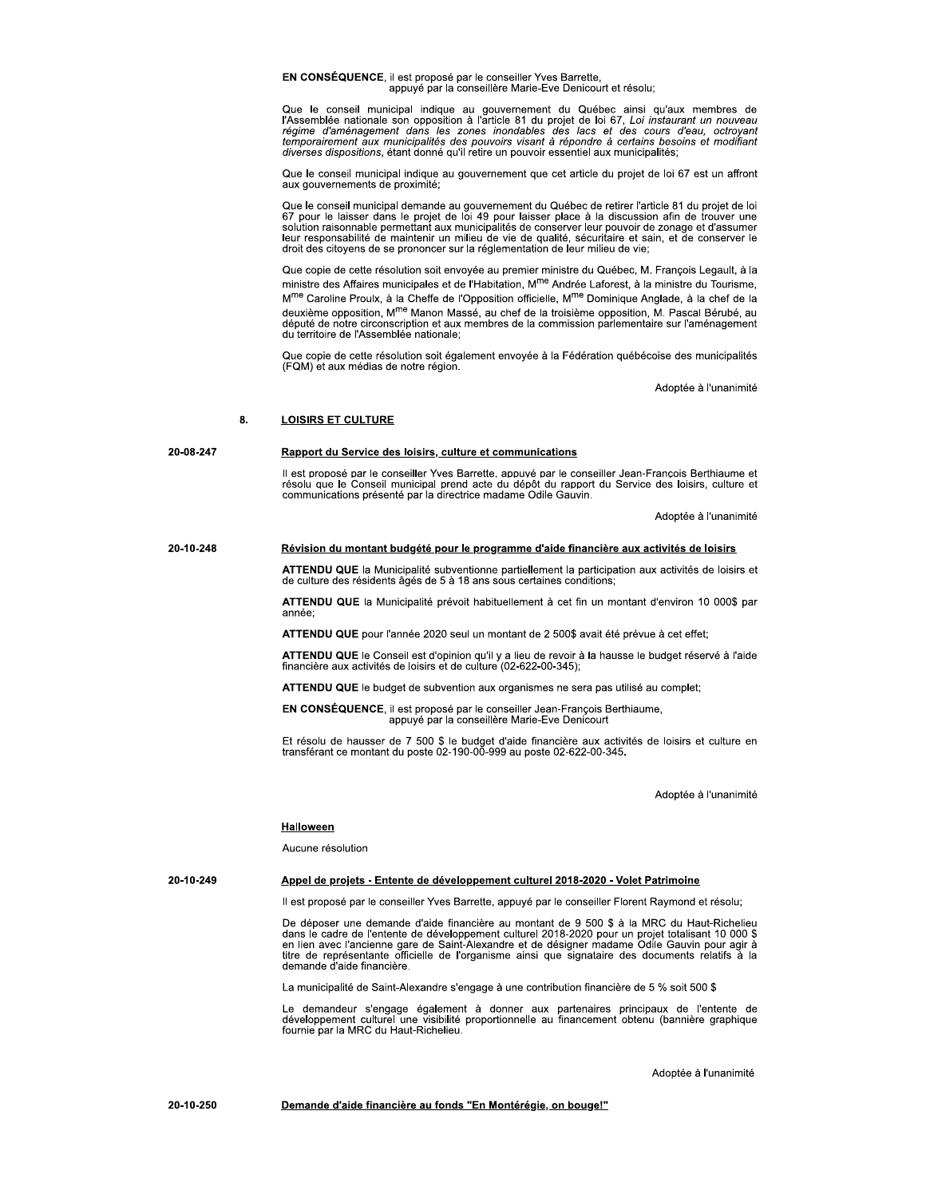**EN CONSÉQUENCE**, il est proposé par le conseiller Yves Barrette,
appuyé par la conseillère Marie-Eve Denicourt et résolu;

Que le conseil municipal indique au gouvernement du Québec ainsi qu'aux membres de l'Assemblée nationale son opposition à l'article 81 du projet de loi 67, *Loi instaurant un nouveau régime d'aménagement dans les zones inondables des lacs et des cours d'eau, octroyant temporairement aux municipalités des pouvoirs visant à répondre à certains besoins et modifiant diverses dispositions*, étant donné qu'il retire un pouvoir essentiel aux municipalités;

Que le conseil municipal indique au gouvernement que cet article du projet de loi 67 est un affront aux gouvernements de proximité;

Que le conseil municipal demande au gouvernement du Québec de retirer l'article 81 du projet de loi 67 pour le laisser dans le projet de loi 49 pour laisser place à la discussion afin de trouver une solution raisonnable permettant aux municipalités de conserver leur pouvoir de zonage et d'assumer leur responsabilité de maintenir un milieu de vie de qualité, sécuritaire et sain, et de conserver le droit des citoyens de se prononcer sur la réglementation de leur milieu de vie;

Que copie de cette résolution soit envoyée au premier ministre du Québec, M. François Legault, à la ministre des Affaires municipales et de l'Habitation, Mme Andrée Laforest, à la ministre du Tourisme, Mme Caroline Proulx, à la Cheffe de l'Opposition officielle, Mme Dominique Anglade, à la chef de la deuxième opposition, Mme Manon Massé, au chef de la troisième opposition, M. Pascal Bérubé, au député de notre circonscription et aux membres de la commission parlementaire sur l'aménagement du territoire de l'Assemblée nationale;

Que copie de cette résolution soit également envoyée à la Fédération québécoise des municipalités (FQM) et aux médias de notre région.

Adoptée à l'unanimité

## 8. LOISIRS ET CULTURE

**20-08-247**

### Rapport du Service des loisirs, culture et communications

Il est proposé par le conseiller Yves Barrette, appuyé par le conseiller Jean-François Berthiaume et résolu que le Conseil municipal prend acte du dépôt du rapport du Service des loisirs, culture et communications présenté par la directrice madame Odile Gauvin.

Adoptée à l'unanimité

**20-10-248**

### Révision du montant budgété pour le programme d'aide financière aux activités de loisirs

**ATTENDU QUE** la Municipalité subventionne partiellement la participation aux activités de loisirs et de culture des résidents âgés de 5 à 18 ans sous certaines conditions;

**ATTENDU QUE** la Municipalité prévoit habituellement à cet fin un montant d'environ 10 000$ par année;

**ATTENDU QUE** pour l'année 2020 seul un montant de 2 500$ avait été prévue à cet effet;

**ATTENDU QUE** le Conseil est d'opinion qu'il y a lieu de revoir à la hausse le budget réservé à l'aide financière aux activités de loisirs et de culture (02-622-00-345);

**ATTENDU QUE** le budget de subvention aux organismes ne sera pas utilisé au complet;

**EN CONSÉQUENCE**, il est proposé par le conseiller Jean-François Berthiaume,
appuyé par la conseillère Marie-Eve Denicourt

Et résolu de hausser de 7 500 $ le budget d'aide financière aux activités de loisirs et culture en transférant ce montant du poste 02-190-00-999 au poste 02-622-00-345.

Adoptée à l'unanimité

### Halloween

Aucune résolution

**20-10-249**

### Appel de projets - Entente de développement culturel 2018-2020 - Volet Patrimoine

Il est proposé par le conseiller Yves Barrette, appuyé par le conseiller Florent Raymond et résolu;

De déposer une demande d'aide financière au montant de 9 500 $ à la MRC du Haut-Richelieu dans le cadre de l'entente de développement culturel 2018-2020 pour un projet totalisant 10 000 $ en lien avec l'ancienne gare de Saint-Alexandre et de désigner madame Odile Gauvin pour agir à titre de représentante officielle de l'organisme ainsi que signataire des documents relatifs à la demande d'aide financière.

La municipalité de Saint-Alexandre s'engage à une contribution financière de 5 % soit 500 $

Le demandeur s'engage également à donner aux partenaires principaux de l'entente de développement culturel une visibilité proportionnelle au financement obtenu (bannière graphique fournie par la MRC du Haut-Richelieu.

Adoptée à l'unanimité

**20-10-250**

### Demande d'aide financière au fonds "En Montérégie, on bouge!"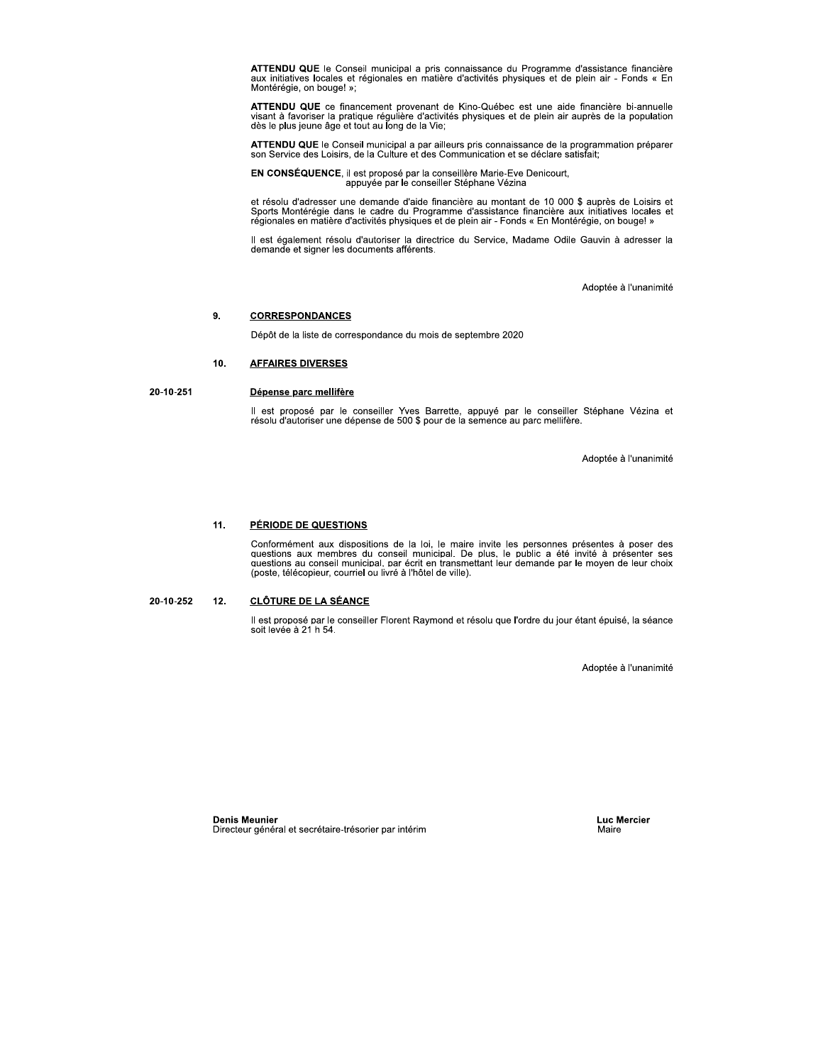**ATTENDU QUE** le Conseil municipal a pris connaissance du Programme d'assistance financière aux initiatives locales et régionales en matière d'activités physiques et de plein air - Fonds « En Montérégie, on bouge! »;

**ATTENDU QUE** ce financement provenant de Kino-Québec est une aide financière bi-annuelle visant à favoriser la pratique régulière d'activités physiques et de plein air auprès de la population dès le plus jeune âge et tout au long de la Vie;

**ATTENDU QUE** le Conseil municipal a par ailleurs pris connaissance de la programmation préparer son Service des Loisirs, de la Culture et des Communication et se déclare satisfait;

**EN CONSÉQUENCE**, il est proposé par la conseillère Marie-Eve Denicourt,
appuyée par le conseiller Stéphane Vézina

et résolu d'adresser une demande d'aide financière au montant de 10 000 $ auprès de Loisirs et Sports Montérégie dans le cadre du Programme d'assistance financière aux initiatives locales et régionales en matière d'activités physiques et de plein air - Fonds « En Montérégie, on bouge! »

Il est également résolu d'autoriser la directrice du Service, Madame Odile Gauvin à adresser la demande et signer les documents afférents.

Adoptée à l'unanimité

## 9. CORRESPONDANCES

Dépôt de la liste de correspondance du mois de septembre 2020

## 10. AFFAIRES DIVERSES

20-10-251

### Dépense parc mellifère

Il est proposé par le conseiller Yves Barrette, appuyé par le conseiller Stéphane Vézina et résolu d'autoriser une dépense de 500 $ pour de la semence au parc mellifère.

Adoptée à l'unanimité

## 11. PÉRIODE DE QUESTIONS

Conformément aux dispositions de la loi, le maire invite les personnes présentes à poser des questions aux membres du conseil municipal. De plus, le public a été invité à présenter ses questions au conseil municipal, par écrit en transmettant leur demande par le moyen de leur choix (poste, télécopieur, courriel ou livré à l'hôtel de ville).

20-10-252

## 12. CLÔTURE DE LA SÉANCE

Il est proposé par le conseiller Florent Raymond et résolu que l'ordre du jour étant épuisé, la séance soit levée à 21 h 54.

Adoptée à l'unanimité

**Denis Meunier**
Directeur général et secrétaire-trésorier par intérim

**Luc Mercier**
Maire